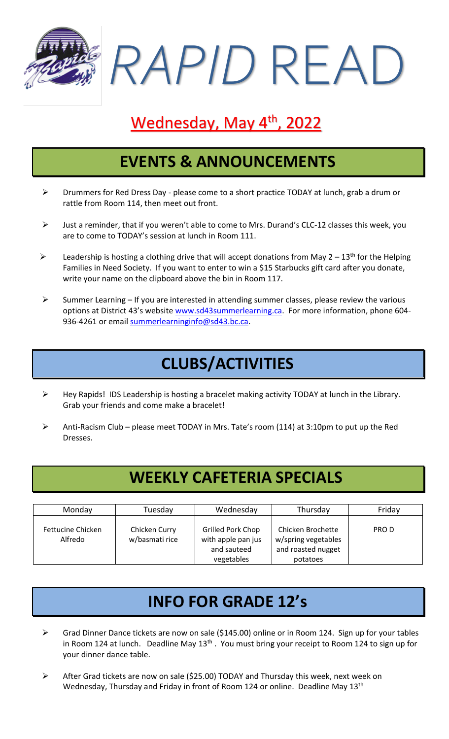# *RAPID* READ

## Wednesday, May 4th, 2022

## EVENTS & ANNOUNCEMENTS

- Drummers for Red Dress Day - please come to a short practice TODAY at lunch, grab a drum or rattle from Room 114, then meet out front.
- Just a reminder, that if you weren't able to come to Mrs. Durand's CLC-12 classes this week, you are to come to TODAY's session at lunch in Room 111.
- Leadership is hosting a clothing drive that will accept donations from May 2 – 13th for the Helping Families in Need Society. If you want to enter to win a $15 Starbucks gift card after you donate, write your name on the clipboard above the bin in Room 117.
- Summer Learning – If you are interested in attending summer classes, please review the various options at District 43's website www.sd43summerlearning.ca. For more information, phone 604-936-4261 or email summerlearninginfo@sd43.bc.ca.

## CLUBS/ACTIVITIES

- Hey Rapids! IDS Leadership is hosting a bracelet making activity TODAY at lunch in the Library. Grab your friends and come make a bracelet!
- Anti-Racism Club – please meet TODAY in Mrs. Tate's room (114) at 3:10pm to put up the Red Dresses.

## WEEKLY CAFETERIA SPECIALS

| Monday | Tuesday | Wednesday | Thursday | Friday |
|---|---|---|---|---|
| Fettucine Chicken Alfredo | Chicken Curry w/basmati rice | Grilled Pork Chop with apple pan jus and sauteed vegetables | Chicken Brochette w/spring vegetables and roasted nugget potatoes | PRO D |

## INFO FOR GRADE 12's

- Grad Dinner Dance tickets are now on sale ($145.00) online or in Room 124. Sign up for your tables in Room 124 at lunch. Deadline May 13th. You must bring your receipt to Room 124 to sign up for your dinner dance table.
- After Grad tickets are now on sale ($25.00) TODAY and Thursday this week, next week on Wednesday, Thursday and Friday in front of Room 124 or online. Deadline May 13th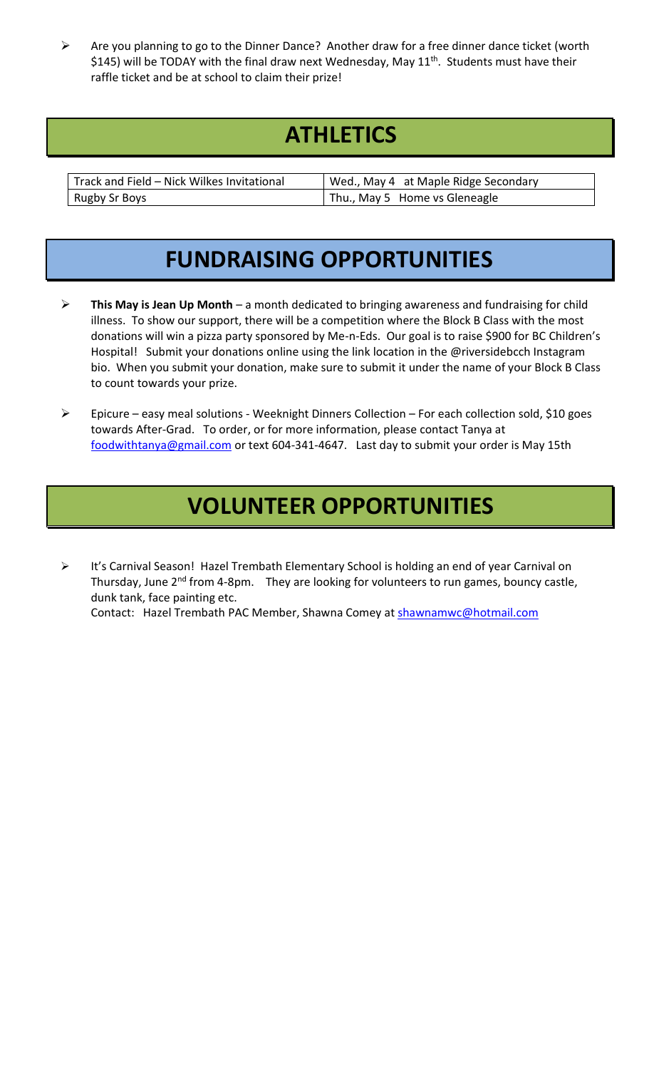- Are you planning to go to the Dinner Dance? Another draw for a free dinner dance ticket (worth $145) will be TODAY with the final draw next Wednesday, May 11th. Students must have their raffle ticket and be at school to claim their prize!

## ATHLETICS

| | |
|---|---|
| Track and Field – Nick Wilkes Invitational | Wed., May 4 at Maple Ridge Secondary |
| Rugby Sr Boys | Thu., May 5 Home vs Gleneagle |

## FUNDRAISING OPPORTUNITIES

- **This May is Jean Up Month** – a month dedicated to bringing awareness and fundraising for child illness. To show our support, there will be a competition where the Block B Class with the most donations will win a pizza party sponsored by Me-n-Eds. Our goal is to raise $900 for BC Children's Hospital! Submit your donations online using the link location in the @riversidebcch Instagram bio. When you submit your donation, make sure to submit it under the name of your Block B Class to count towards your prize.

- Epicure – easy meal solutions - Weeknight Dinners Collection – For each collection sold, $10 goes towards After-Grad. To order, or for more information, please contact Tanya at foodwithtanya@gmail.com or text 604-341-4647. Last day to submit your order is May 15th

## VOLUNTEER OPPORTUNITIES

- It's Carnival Season! Hazel Trembath Elementary School is holding an end of year Carnival on Thursday, June 2nd from 4-8pm. They are looking for volunteers to run games, bouncy castle, dunk tank, face painting etc.
  Contact: Hazel Trembath PAC Member, Shawna Comey at shawnamwc@hotmail.com